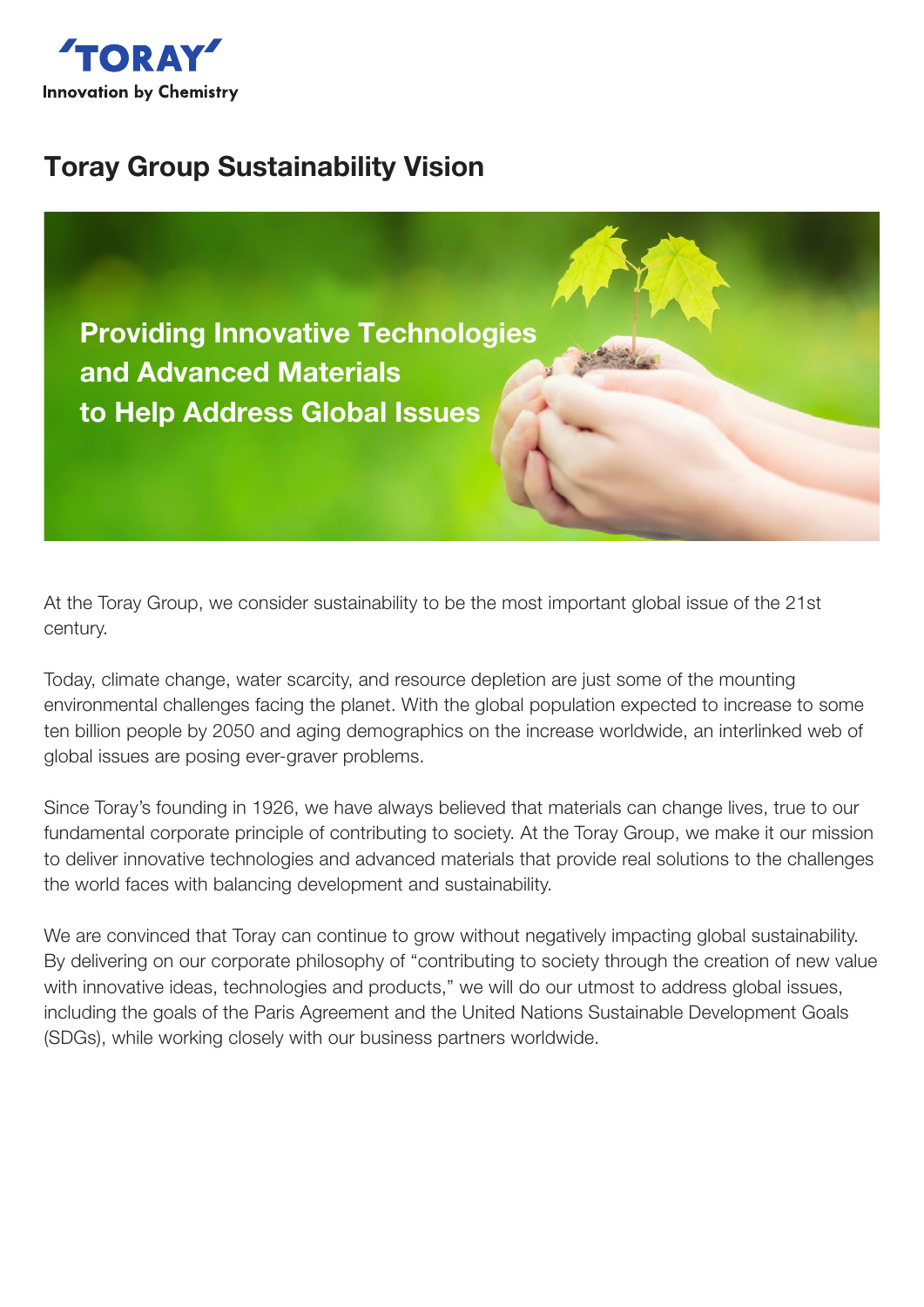'TORAY'

Innovation by Chemistry

# Toray Group Sustainability Vision

**Providing Innovative Technologies and Advanced Materials to Help Address Global Issues**

At the Toray Group, we consider sustainability to be the most important global issue of the 21st century.

Today, climate change, water scarcity, and resource depletion are just some of the mounting environmental challenges facing the planet. With the global population expected to increase to some ten billion people by 2050 and aging demographics on the increase worldwide, an interlinked web of global issues are posing ever-graver problems.

Since Toray's founding in 1926, we have always believed that materials can change lives, true to our fundamental corporate principle of contributing to society. At the Toray Group, we make it our mission to deliver innovative technologies and advanced materials that provide real solutions to the challenges the world faces with balancing development and sustainability.

We are convinced that Toray can continue to grow without negatively impacting global sustainability. By delivering on our corporate philosophy of "contributing to society through the creation of new value with innovative ideas, technologies and products," we will do our utmost to address global issues, including the goals of the Paris Agreement and the United Nations Sustainable Development Goals (SDGs), while working closely with our business partners worldwide.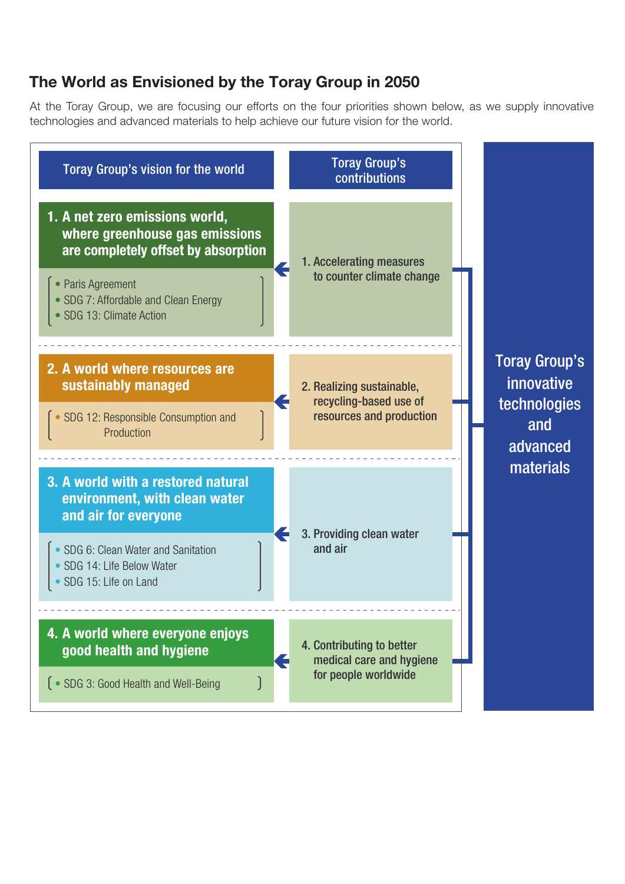## The World as Envisioned by the Toray Group in 2050

At the Toray Group, we are focusing our efforts on the four priorities shown below, as we supply innovative technologies and advanced materials to help achieve our future vision for the world.

| Toray Group's vision for the world | Toray Group's contributions |
| --- | --- |
| **1. A net zero emissions world, where greenhouse gas emissions are completely offset by absorption**<br>• Paris Agreement<br>• SDG 7: Affordable and Clean Energy<br>• SDG 13: Climate Action | 1. Accelerating measures to counter climate change |
| **2. A world where resources are sustainably managed**<br>• SDG 12: Responsible Consumption and Production | 2. Realizing sustainable, recycling-based use of resources and production |
| **3. A world with a restored natural environment, with clean water and air for everyone**<br>• SDG 6: Clean Water and Sanitation<br>• SDG 14: Life Below Water<br>• SDG 15: Life on Land | 3. Providing clean water and air |
| **4. A world where everyone enjoys good health and hygiene**<br>• SDG 3: Good Health and Well-Being | 4. Contributing to better medical care and hygiene for people worldwide |

Toray Group's innovative technologies and advanced materials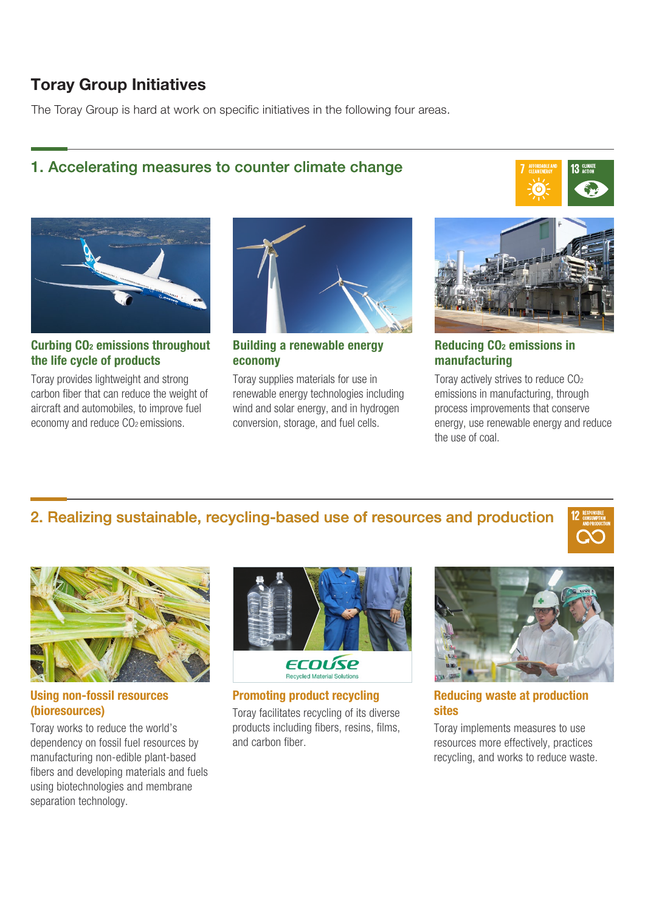## Toray Group Initiatives

The Toray Group is hard at work on specific initiatives in the following four areas.

### 1. Accelerating measures to counter climate change

#### Curbing $CO_2$ emissions throughout the life cycle of products

Toray provides lightweight and strong carbon fiber that can reduce the weight of aircraft and automobiles, to improve fuel economy and reduce $CO_2$ emissions.

#### Building a renewable energy economy

Toray supplies materials for use in renewable energy technologies including wind and solar energy, and in hydrogen conversion, storage, and fuel cells.

#### Reducing $CO_2$ emissions in manufacturing

Toray actively strives to reduce $CO_2$ emissions in manufacturing, through process improvements that conserve energy, use renewable energy and reduce the use of coal.

### 2. Realizing sustainable, recycling-based use of resources and production

#### Using non-fossil resources (bioresources)

Toray works to reduce the world's dependency on fossil fuel resources by manufacturing non-edible plant-based fibers and developing materials and fuels using biotechnologies and membrane separation technology.

#### Promoting product recycling

Toray facilitates recycling of its diverse products including fibers, resins, films, and carbon fiber.

#### Reducing waste at production sites

Toray implements measures to use resources more effectively, practices recycling, and works to reduce waste.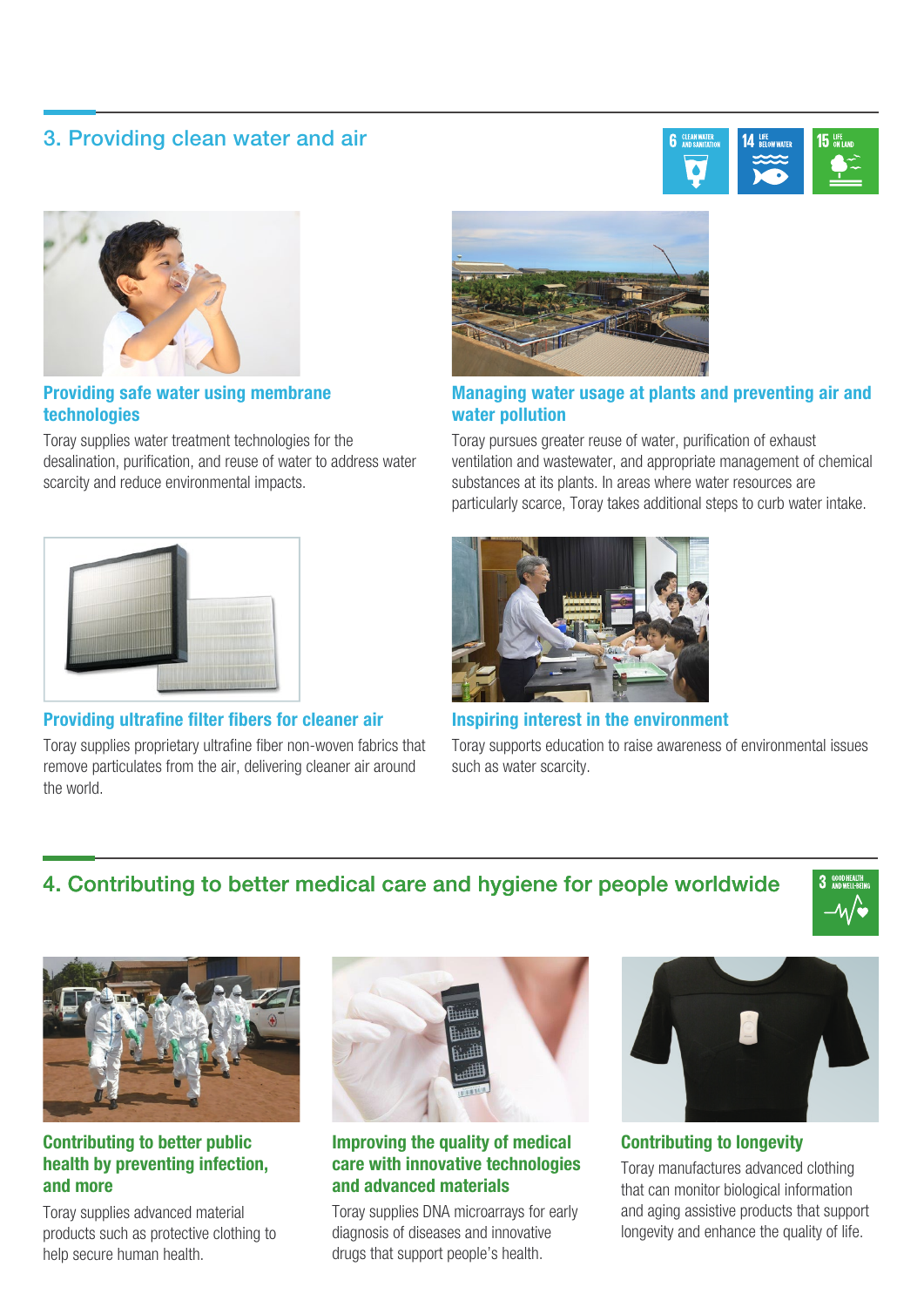## 3. Providing clean water and air

### Providing safe water using membrane technologies

Toray supplies water treatment technologies for the desalination, purification, and reuse of water to address water scarcity and reduce environmental impacts.

### Managing water usage at plants and preventing air and water pollution

Toray pursues greater reuse of water, purification of exhaust ventilation and wastewater, and appropriate management of chemical substances at its plants. In areas where water resources are particularly scarce, Toray takes additional steps to curb water intake.

### Providing ultrafine filter fibers for cleaner air

Toray supplies proprietary ultrafine fiber non-woven fabrics that remove particulates from the air, delivering cleaner air around the world.

### Inspiring interest in the environment

Toray supports education to raise awareness of environmental issues such as water scarcity.

## 4. Contributing to better medical care and hygiene for people worldwide

### Contributing to better public health by preventing infection, and more

Toray supplies advanced material products such as protective clothing to help secure human health.

### Improving the quality of medical care with innovative technologies and advanced materials

Toray supplies DNA microarrays for early diagnosis of diseases and innovative drugs that support people's health.

### Contributing to longevity

Toray manufactures advanced clothing that can monitor biological information and aging assistive products that support longevity and enhance the quality of life.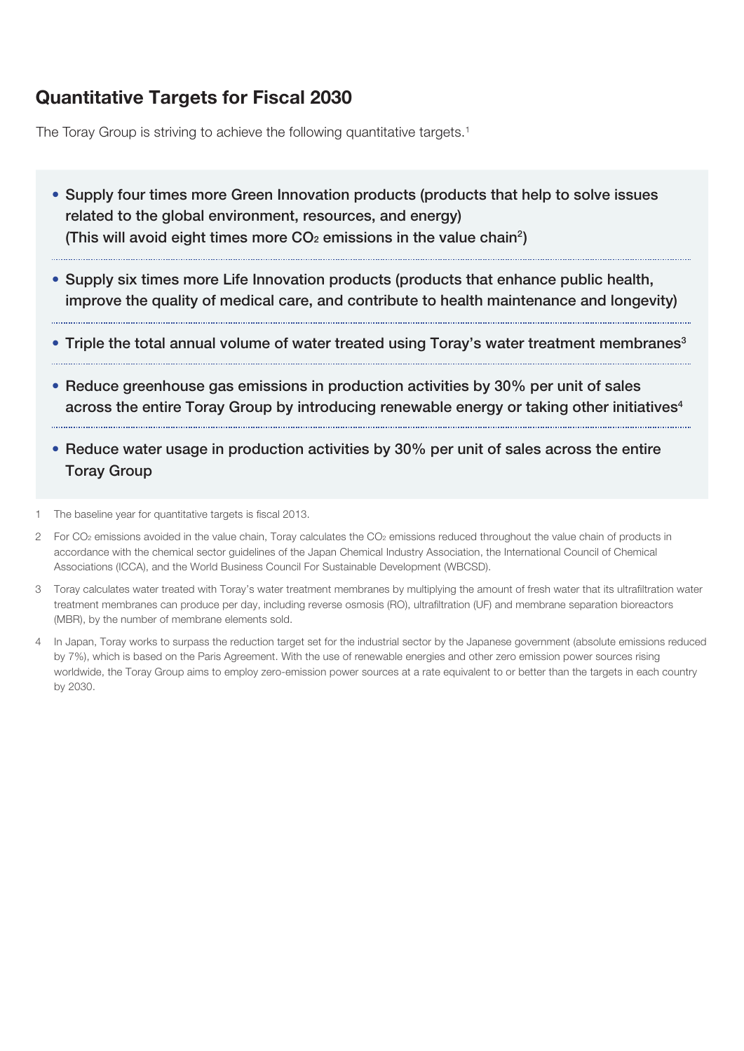## Quantitative Targets for Fiscal 2030

The Toray Group is striving to achieve the following quantitative targets.[1]

- **Supply four times more Green Innovation products (products that help to solve issues related to the global environment, resources, and energy) (This will avoid eight times more $CO_2$ emissions in the value chain[2])**
- **Supply six times more Life Innovation products (products that enhance public health, improve the quality of medical care, and contribute to health maintenance and longevity)**
- **Triple the total annual volume of water treated using Toray's water treatment membranes[3]**
- **Reduce greenhouse gas emissions in production activities by 30% per unit of sales across the entire Toray Group by introducing renewable energy or taking other initiatives[4]**
- **Reduce water usage in production activities by 30% per unit of sales across the entire Toray Group**

1 The baseline year for quantitative targets is fiscal 2013.

2 For $CO_2$ emissions avoided in the value chain, Toray calculates the $CO_2$ emissions reduced throughout the value chain of products in accordance with the chemical sector guidelines of the Japan Chemical Industry Association, the International Council of Chemical Associations (ICCA), and the World Business Council For Sustainable Development (WBCSD).

3 Toray calculates water treated with Toray's water treatment membranes by multiplying the amount of fresh water that its ultrafiltration water treatment membranes can produce per day, including reverse osmosis (RO), ultrafiltration (UF) and membrane separation bioreactors (MBR), by the number of membrane elements sold.

4 In Japan, Toray works to surpass the reduction target set for the industrial sector by the Japanese government (absolute emissions reduced by 7%), which is based on the Paris Agreement. With the use of renewable energies and other zero emission power sources rising worldwide, the Toray Group aims to employ zero-emission power sources at a rate equivalent to or better than the targets in each country by 2030.